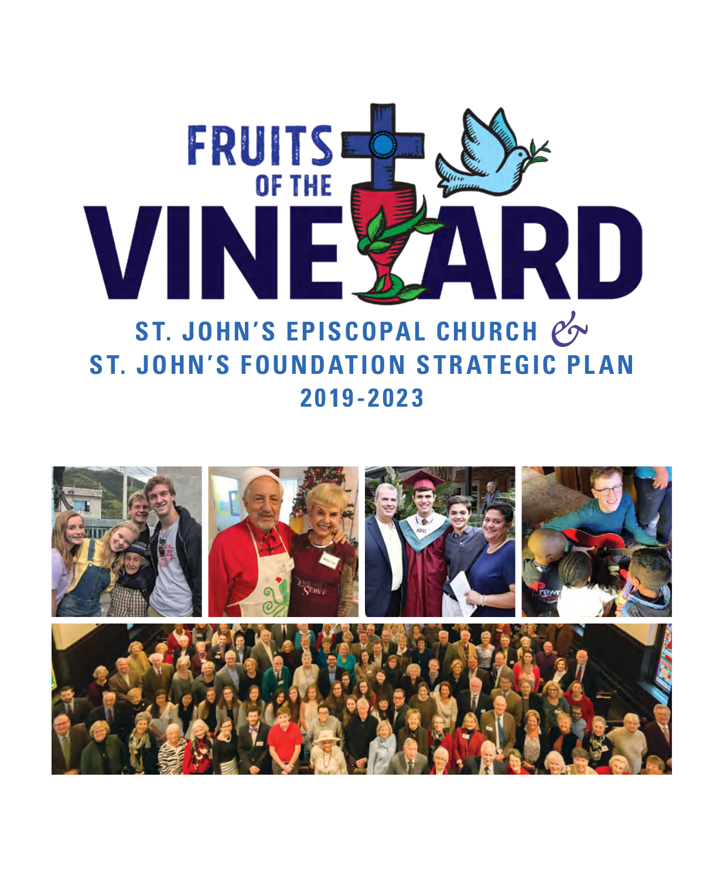# FRUITS OF THE VINEYARD

## ST. JOHN'S EPISCOPAL CHURCH & ST. JOHN'S FOUNDATION STRATEGIC PLAN

## 2019-2023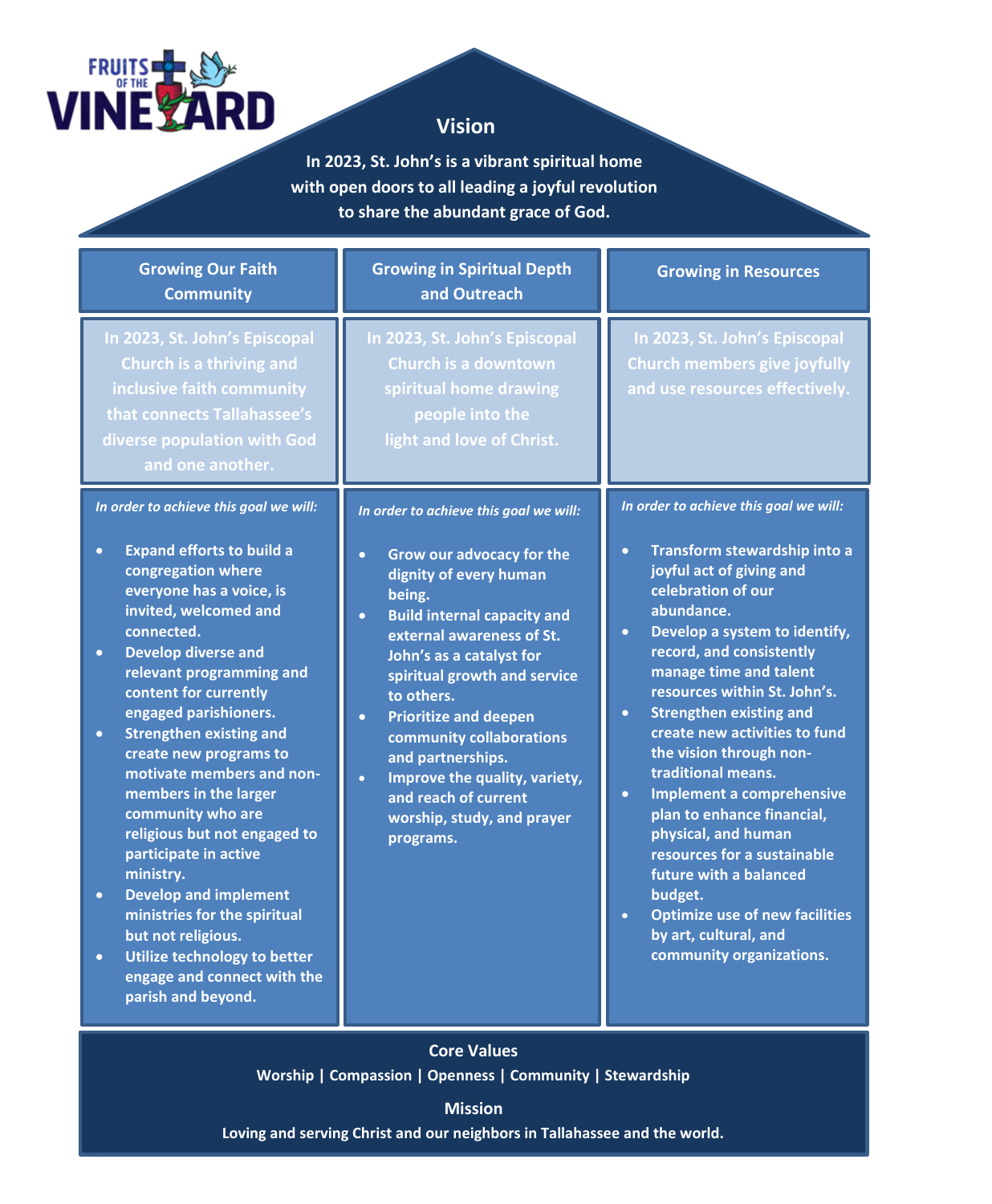FRUITS OF THE VINEYARD

## Vision

**In 2023, St. John's is a vibrant spiritual home with open doors to all leading a joyful revolution to share the abundant grace of God.**

### Growing Our Faith Community

**In 2023, St. John's Episcopal Church is a thriving and inclusive faith community that connects Tallahassee's diverse population with God and one another.**

*In order to achieve this goal we will:*

- Expand efforts to build a congregation where everyone has a voice, is invited, welcomed and connected.
- Develop diverse and relevant programming and content for currently engaged parishioners.
- Strengthen existing and create new programs to motivate members and non-members in the larger community who are religious but not engaged to participate in active ministry.
- Develop and implement ministries for the spiritual but not religious.
- Utilize technology to better engage and connect with the parish and beyond.

### Growing in Spiritual Depth and Outreach

**In 2023, St. John's Episcopal Church is a downtown spiritual home drawing people into the light and love of Christ.**

*In order to achieve this goal we will:*

- Grow our advocacy for the dignity of every human being.
- Build internal capacity and external awareness of St. John's as a catalyst for spiritual growth and service to others.
- Prioritize and deepen community collaborations and partnerships.
- Improve the quality, variety, and reach of current worship, study, and prayer programs.

### Growing in Resources

**In 2023, St. John's Episcopal Church members give joyfully and use resources effectively.**

*In order to achieve this goal we will:*

- Transform stewardship into a joyful act of giving and celebration of our abundance.
- Develop a system to identify, record, and consistently manage time and talent resources within St. John's.
- Strengthen existing and create new activities to fund the vision through non-traditional means.
- Implement a comprehensive plan to enhance financial, physical, and human resources for a sustainable future with a balanced budget.
- Optimize use of new facilities by art, cultural, and community organizations.

## Core Values

**Worship | Compassion | Openness | Community | Stewardship**

## Mission

**Loving and serving Christ and our neighbors in Tallahassee and the world.**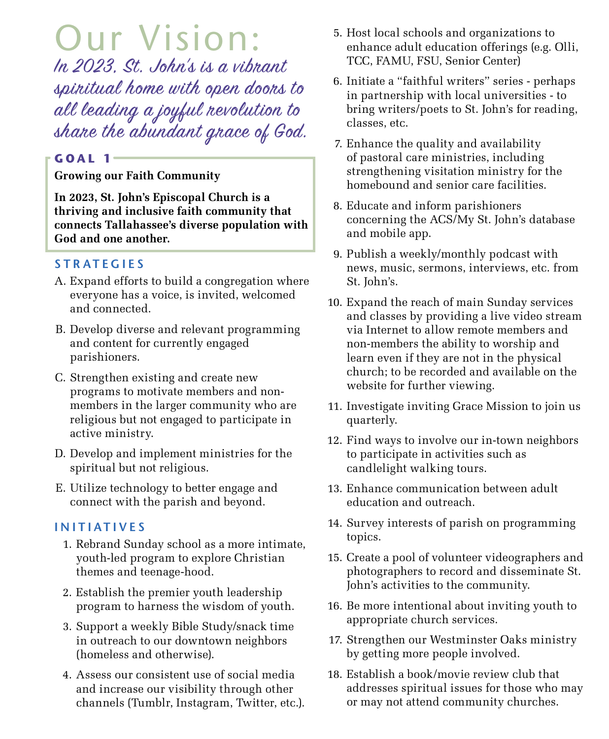# Our Vision:

*In 2023, St. John's is a vibrant spiritual home with open doors to all leading a joyful revolution to share the abundant grace of God.*

## GOAL 1

**Growing our Faith Community**

**In 2023, St. John's Episcopal Church is a thriving and inclusive faith community that connects Tallahassee's diverse population with God and one another.**

### STRATEGIES

A. Expand efforts to build a congregation where everyone has a voice, is invited, welcomed and connected.

B. Develop diverse and relevant programming and content for currently engaged parishioners.

C. Strengthen existing and create new programs to motivate members and non-members in the larger community who are religious but not engaged to participate in active ministry.

D. Develop and implement ministries for the spiritual but not religious.

E. Utilize technology to better engage and connect with the parish and beyond.

### INITIATIVES

1. Rebrand Sunday school as a more intimate, youth-led program to explore Christian themes and teenage-hood.
2. Establish the premier youth leadership program to harness the wisdom of youth.
3. Support a weekly Bible Study/snack time in outreach to our downtown neighbors (homeless and otherwise).
4. Assess our consistent use of social media and increase our visibility through other channels (Tumblr, Instagram, Twitter, etc.).
5. Host local schools and organizations to enhance adult education offerings (e.g. Olli, TCC, FAMU, FSU, Senior Center)
6. Initiate a "faithful writers" series - perhaps in partnership with local universities - to bring writers/poets to St. John's for reading, classes, etc.
7. Enhance the quality and availability of pastoral care ministries, including strengthening visitation ministry for the homebound and senior care facilities.
8. Educate and inform parishioners concerning the ACS/My St. John's database and mobile app.
9. Publish a weekly/monthly podcast with news, music, sermons, interviews, etc. from St. John's.
10. Expand the reach of main Sunday services and classes by providing a live video stream via Internet to allow remote members and non-members the ability to worship and learn even if they are not in the physical church; to be recorded and available on the website for further viewing.
11. Investigate inviting Grace Mission to join us quarterly.
12. Find ways to involve our in-town neighbors to participate in activities such as candlelight walking tours.
13. Enhance communication between adult education and outreach.
14. Survey interests of parish on programming topics.
15. Create a pool of volunteer videographers and photographers to record and disseminate St. John's activities to the community.
16. Be more intentional about inviting youth to appropriate church services.
17. Strengthen our Westminster Oaks ministry by getting more people involved.
18. Establish a book/movie review club that addresses spiritual issues for those who may or may not attend community churches.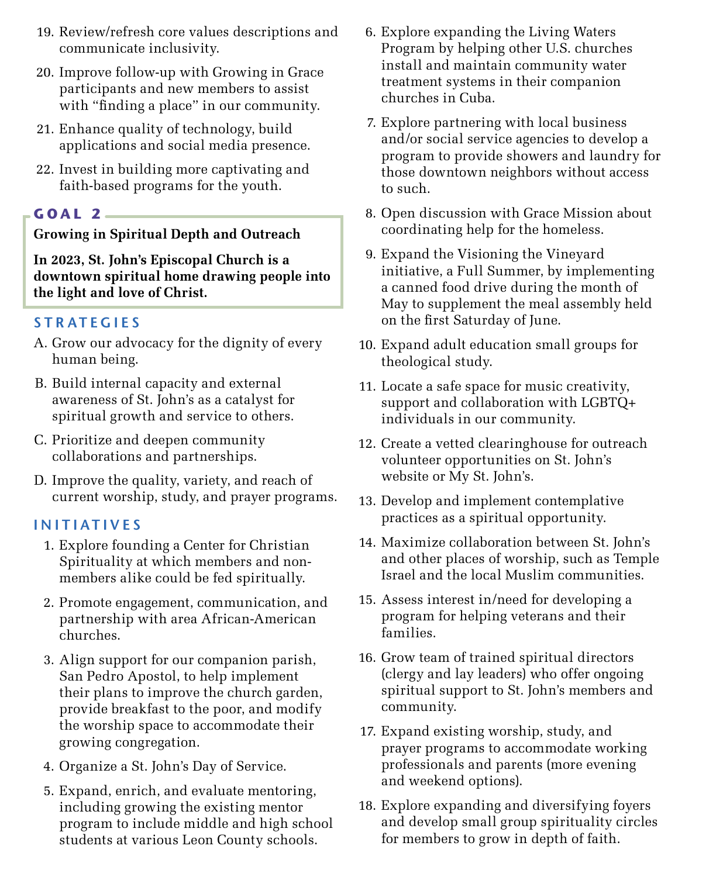19. Review/refresh core values descriptions and communicate inclusivity.
20. Improve follow-up with Growing in Grace participants and new members to assist with “finding a place” in our community.
21. Enhance quality of technology, build applications and social media presence.
22. Invest in building more captivating and faith-based programs for the youth.

## GOAL 2

**Growing in Spiritual Depth and Outreach**

**In 2023, St. John’s Episcopal Church is a downtown spiritual home drawing people into the light and love of Christ.**

### STRATEGIES

A. Grow our advocacy for the dignity of every human being.

B. Build internal capacity and external awareness of St. John’s as a catalyst for spiritual growth and service to others.

C. Prioritize and deepen community collaborations and partnerships.

D. Improve the quality, variety, and reach of current worship, study, and prayer programs.

### INITIATIVES

1. Explore founding a Center for Christian Spirituality at which members and non-members alike could be fed spiritually.
2. Promote engagement, communication, and partnership with area African-American churches.
3. Align support for our companion parish, San Pedro Apostol, to help implement their plans to improve the church garden, provide breakfast to the poor, and modify the worship space to accommodate their growing congregation.
4. Organize a St. John’s Day of Service.
5. Expand, enrich, and evaluate mentoring, including growing the existing mentor program to include middle and high school students at various Leon County schools.
6. Explore expanding the Living Waters Program by helping other U.S. churches install and maintain community water treatment systems in their companion churches in Cuba.
7. Explore partnering with local business and/or social service agencies to develop a program to provide showers and laundry for those downtown neighbors without access to such.
8. Open discussion with Grace Mission about coordinating help for the homeless.
9. Expand the Visioning the Vineyard initiative, a Full Summer, by implementing a canned food drive during the month of May to supplement the meal assembly held on the first Saturday of June.
10. Expand adult education small groups for theological study.
11. Locate a safe space for music creativity, support and collaboration with LGBTQ+ individuals in our community.
12. Create a vetted clearinghouse for outreach volunteer opportunities on St. John’s website or My St. John’s.
13. Develop and implement contemplative practices as a spiritual opportunity.
14. Maximize collaboration between St. John’s and other places of worship, such as Temple Israel and the local Muslim communities.
15. Assess interest in/need for developing a program for helping veterans and their families.
16. Grow team of trained spiritual directors (clergy and lay leaders) who offer ongoing spiritual support to St. John’s members and community.
17. Expand existing worship, study, and prayer programs to accommodate working professionals and parents (more evening and weekend options).
18. Explore expanding and diversifying foyers and develop small group spirituality circles for members to grow in depth of faith.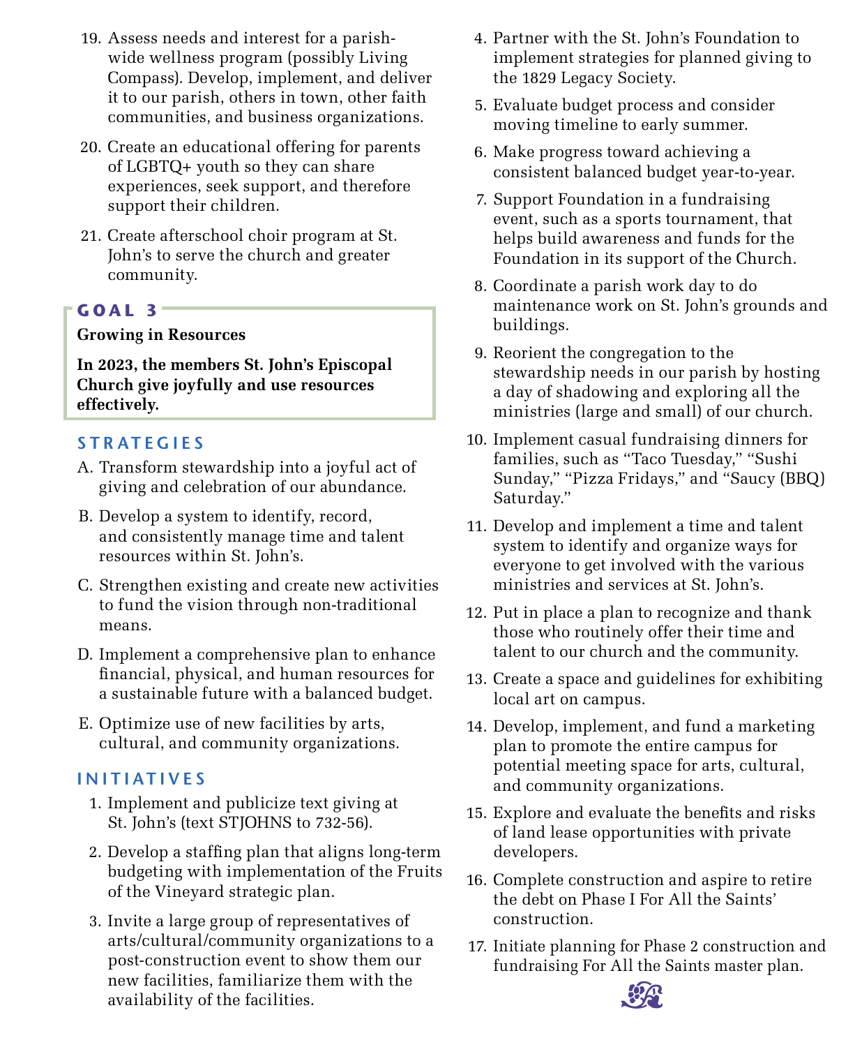19. Assess needs and interest for a parish-wide wellness program (possibly Living Compass). Develop, implement, and deliver it to our parish, others in town, other faith communities, and business organizations.
20. Create an educational offering for parents of LGBTQ+ youth so they can share experiences, seek support, and therefore support their children.
21. Create afterschool choir program at St. John's to serve the church and greater community.

## GOAL 3

**Growing in Resources**

**In 2023, the members St. John's Episcopal Church give joyfully and use resources effectively.**

### STRATEGIES

A. Transform stewardship into a joyful act of giving and celebration of our abundance.

B. Develop a system to identify, record, and consistently manage time and talent resources within St. John's.

C. Strengthen existing and create new activities to fund the vision through non-traditional means.

D. Implement a comprehensive plan to enhance financial, physical, and human resources for a sustainable future with a balanced budget.

E. Optimize use of new facilities by arts, cultural, and community organizations.

### INITIATIVES

1. Implement and publicize text giving at St. John's (text STJOHNS to 732-56).
2. Develop a staffing plan that aligns long-term budgeting with implementation of the Fruits of the Vineyard strategic plan.
3. Invite a large group of representatives of arts/cultural/community organizations to a post-construction event to show them our new facilities, familiarize them with the availability of the facilities.
4. Partner with the St. John's Foundation to implement strategies for planned giving to the 1829 Legacy Society.
5. Evaluate budget process and consider moving timeline to early summer.
6. Make progress toward achieving a consistent balanced budget year-to-year.
7. Support Foundation in a fundraising event, such as a sports tournament, that helps build awareness and funds for the Foundation in its support of the Church.
8. Coordinate a parish work day to do maintenance work on St. John's grounds and buildings.
9. Reorient the congregation to the stewardship needs in our parish by hosting a day of shadowing and exploring all the ministries (large and small) of our church.
10. Implement casual fundraising dinners for families, such as "Taco Tuesday," "Sushi Sunday," "Pizza Fridays," and "Saucy (BBQ) Saturday."
11. Develop and implement a time and talent system to identify and organize ways for everyone to get involved with the various ministries and services at St. John's.
12. Put in place a plan to recognize and thank those who routinely offer their time and talent to our church and the community.
13. Create a space and guidelines for exhibiting local art on campus.
14. Develop, implement, and fund a marketing plan to promote the entire campus for potential meeting space for arts, cultural, and community organizations.
15. Explore and evaluate the benefits and risks of land lease opportunities with private developers.
16. Complete construction and aspire to retire the debt on Phase I For All the Saints' construction.
17. Initiate planning for Phase 2 construction and fundraising For All the Saints master plan.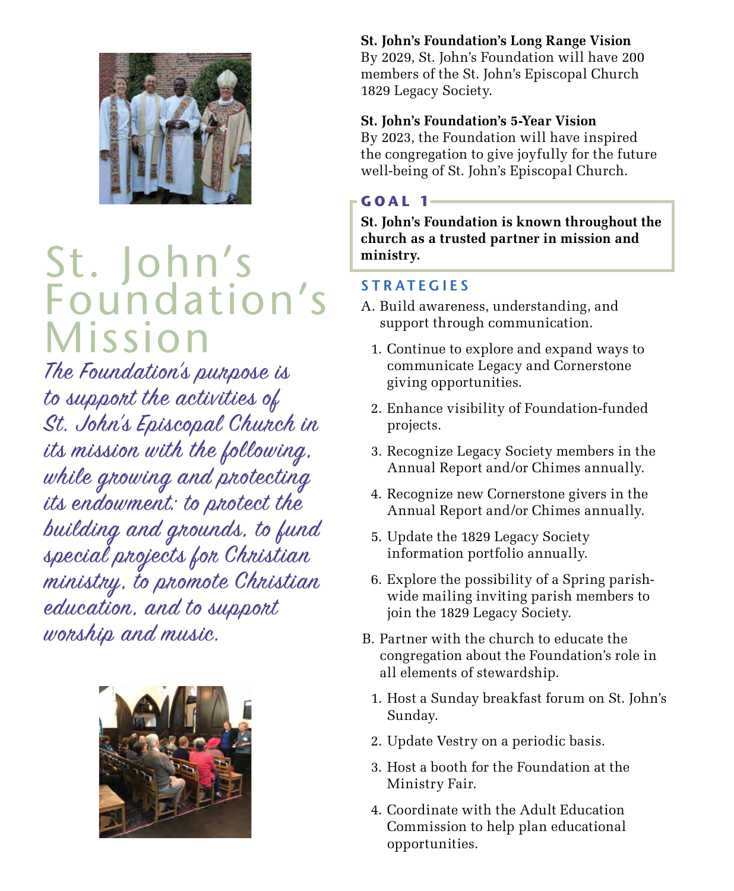# St. John's Foundation's Mission

*The Foundation's purpose is to support the activities of St. John's Episcopal Church in its mission with the following, while growing and protecting its endowment: to protect the building and grounds, to fund special projects for Christian ministry, to promote Christian education, and to support worship and music.*

**St. John's Foundation's Long Range Vision**
By 2029, St. John's Foundation will have 200 members of the St. John's Episcopal Church 1829 Legacy Society.

**St. John's Foundation's 5-Year Vision**
By 2023, the Foundation will have inspired the congregation to give joyfully for the future well-being of St. John's Episcopal Church.

## GOAL 1

**St. John's Foundation is known throughout the church as a trusted partner in mission and ministry.**

### STRATEGIES

A. Build awareness, understanding, and support through communication.

1. Continue to explore and expand ways to communicate Legacy and Cornerstone giving opportunities.
2. Enhance visibility of Foundation-funded projects.
3. Recognize Legacy Society members in the Annual Report and/or Chimes annually.
4. Recognize new Cornerstone givers in the Annual Report and/or Chimes annually.
5. Update the 1829 Legacy Society information portfolio annually.
6. Explore the possibility of a Spring parish-wide mailing inviting parish members to join the 1829 Legacy Society.

B. Partner with the church to educate the congregation about the Foundation's role in all elements of stewardship.

1. Host a Sunday breakfast forum on St. John's Sunday.
2. Update Vestry on a periodic basis.
3. Host a booth for the Foundation at the Ministry Fair.
4. Coordinate with the Adult Education Commission to help plan educational opportunities.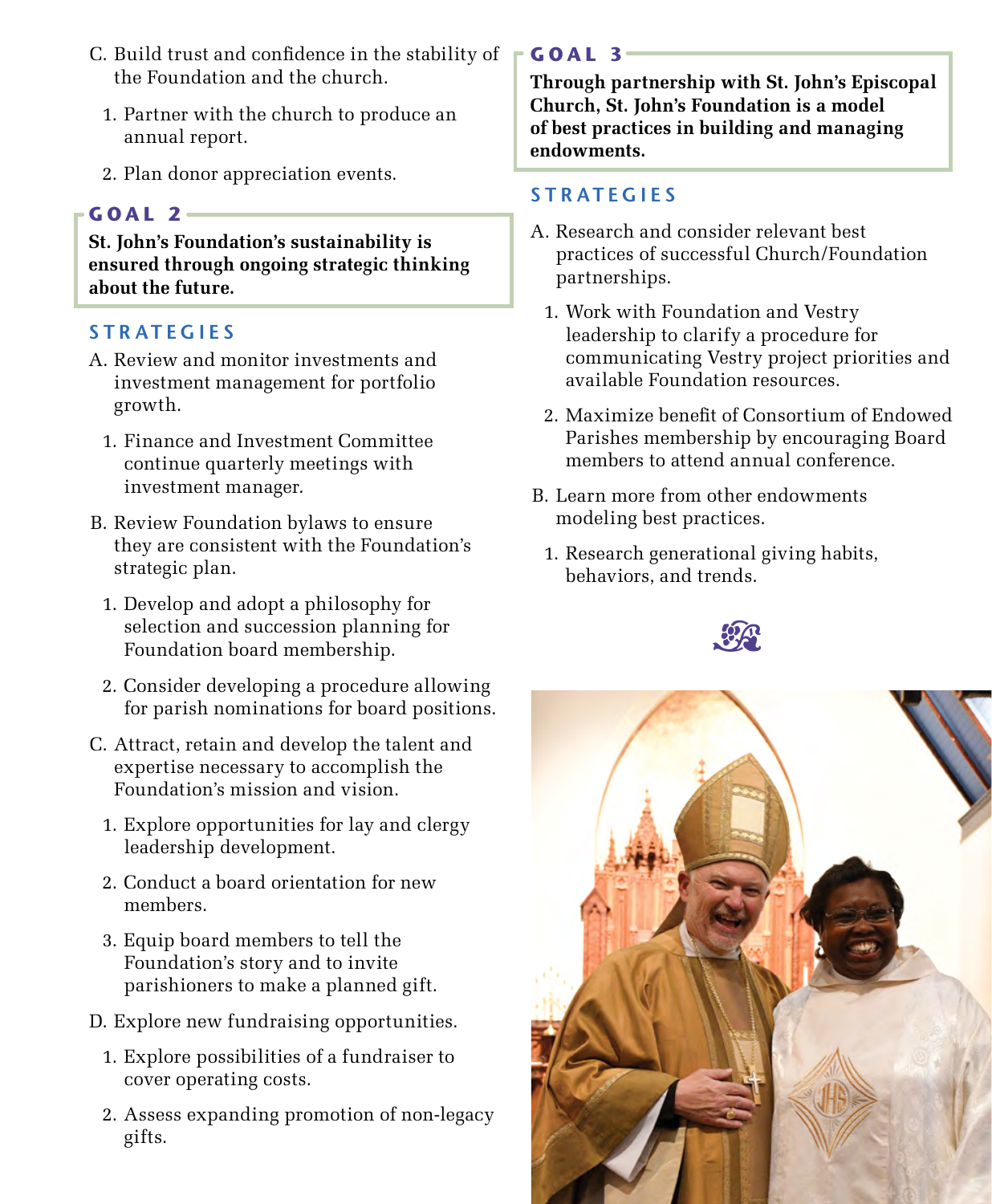C. Build trust and confidence in the stability of the Foundation and the church.

1. Partner with the church to produce an annual report.
2. Plan donor appreciation events.

## GOAL 2

**St. John's Foundation's sustainability is ensured through ongoing strategic thinking about the future.**

### STRATEGIES

A. Review and monitor investments and investment management for portfolio growth.

1. Finance and Investment Committee continue quarterly meetings with investment manager.

B. Review Foundation bylaws to ensure they are consistent with the Foundation's strategic plan.

1. Develop and adopt a philosophy for selection and succession planning for Foundation board membership.
2. Consider developing a procedure allowing for parish nominations for board positions.

C. Attract, retain and develop the talent and expertise necessary to accomplish the Foundation's mission and vision.

1. Explore opportunities for lay and clergy leadership development.
2. Conduct a board orientation for new members.
3. Equip board members to tell the Foundation's story and to invite parishioners to make a planned gift.

D. Explore new fundraising opportunities.

1. Explore possibilities of a fundraiser to cover operating costs.
2. Assess expanding promotion of non-legacy gifts.

## GOAL 3

**Through partnership with St. John's Episcopal Church, St. John's Foundation is a model of best practices in building and managing endowments.**

### STRATEGIES

A. Research and consider relevant best practices of successful Church/Foundation partnerships.

1. Work with Foundation and Vestry leadership to clarify a procedure for communicating Vestry project priorities and available Foundation resources.
2. Maximize benefit of Consortium of Endowed Parishes membership by encouraging Board members to attend annual conference.

B. Learn more from other endowments modeling best practices.

1. Research generational giving habits, behaviors, and trends.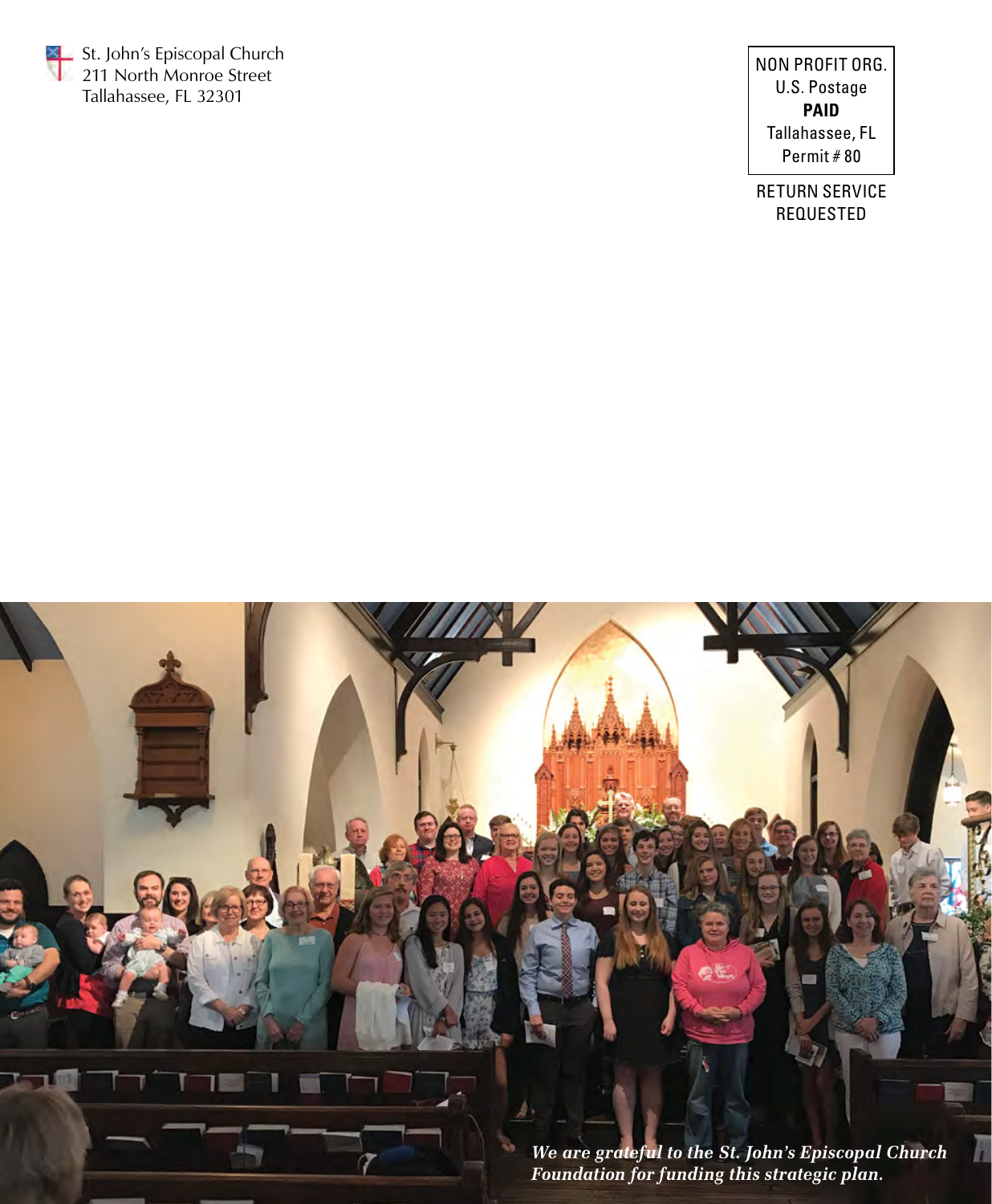St. John's Episcopal Church
211 North Monroe Street
Tallahassee, FL 32301

NON PROFIT ORG.
U.S. Postage
**PAID**
Tallahassee, FL
Permit # 80

RETURN SERVICE REQUESTED

***We are grateful to the St. John's Episcopal Church Foundation for funding this strategic plan.***